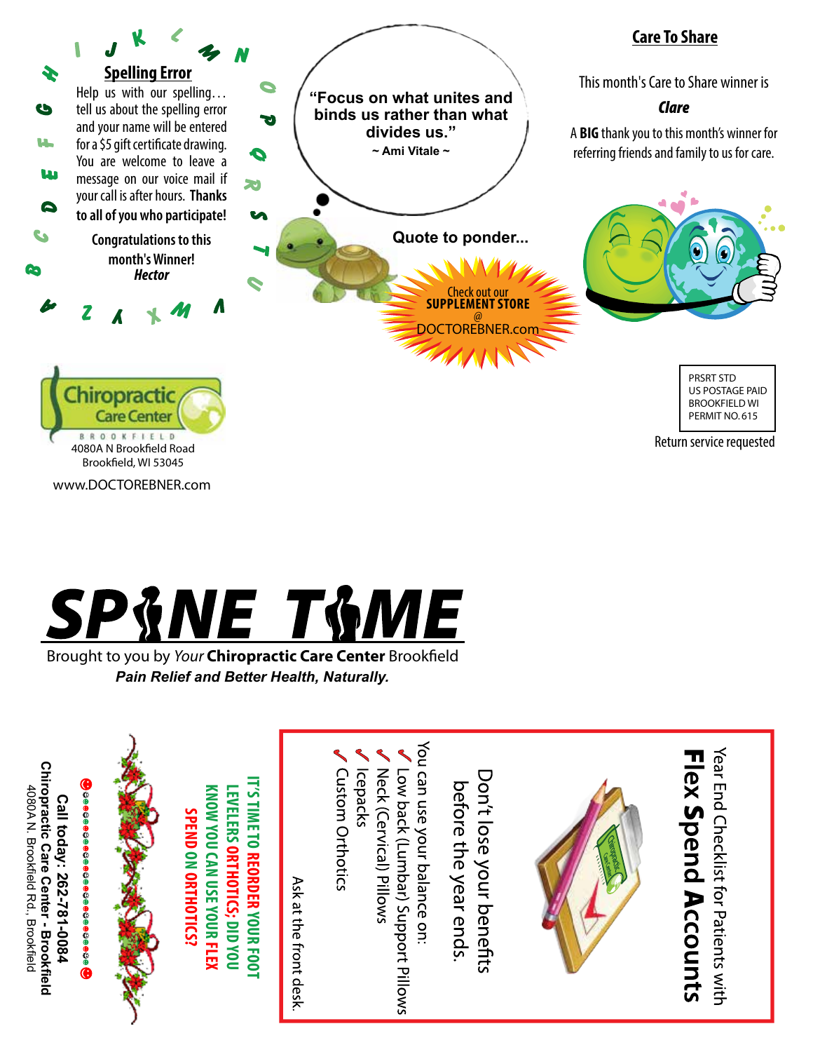## Spelling Error

Help us with our spelling… tell us about the spelling error and your name will be entered for a $5 gift certificate drawing. You are welcome to leave a message on our voice mail if your call is after hours. **Thanks to all of you who participate!**

**Congratulations to this month's Winner!**
***Hector***

> **"Focus on what unites and binds us rather than what divides us."**
> **~ Ami Vitale ~**

**Quote to ponder...**

Check out our **SUPPLEMENT STORE** @ DOCTOREBNER.com

## Care To Share

This month's Care to Share winner is

***Clare***

A **BIG** thank you to this month's winner for referring friends and family to us for care.

Chiropractic Care Center
BROOKFIELD
4080A N Brookfield Road
Brookfield, WI 53045

www.DOCTOREBNER.com

PRSRT STD
US POSTAGE PAID
BROOKFIELD WI
PERMIT NO. 615

Return service requested

# SPINE TIME

Brought to you by *Your* **Chiropractic Care Center** Brookfield
***Pain Relief and Better Health, Naturally.***

## Year End Checklist for Patients with Flex Spend Accounts

Don't lose your benefits before the year ends.

You can use your balance on:

- Low back (Lumbar) Support Pillows
- Neck (Cervical) Pillows
- Icepacks
- Custom Orthotics

Ask at the front desk.

**IT'S TIME TO REORDER YOUR FOOT LEVELERS ORTHOTICS; DID YOU KNOW YOU CAN USE YOUR FLEX SPEND ON ORTHOTICS?**

**Call today: 262-781-0084**
**Chiropractic Care Center - Brookfield**
4080A N. Brookfield Rd., Brookfield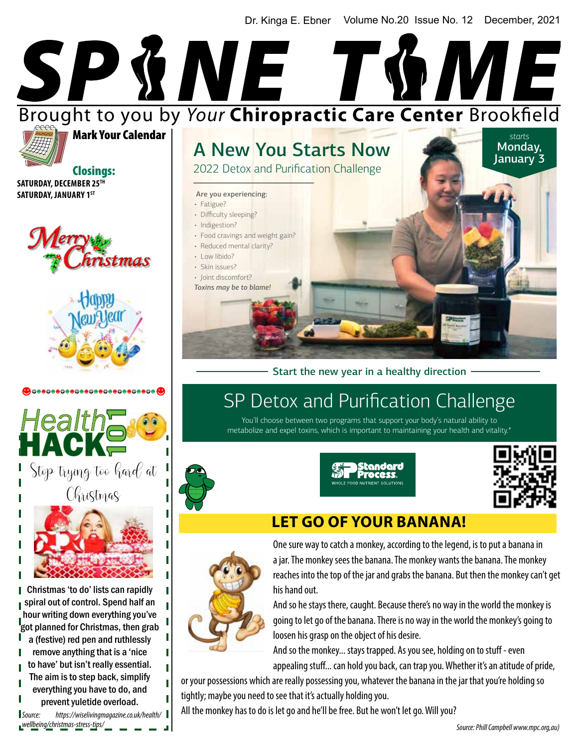Dr. Kinga E. Ebner Volume No.20 Issue No. 12 December, 2021

# SPINE TIME

Brought to you by *Your* **Chiropractic Care Center** Brookfield

## Mark Your Calendar

**Closings:**

SATURDAY, DECEMBER 25TH
SATURDAY, JANUARY 1ST

Merry Christmas

Happy New Year

## A New You Starts Now

2022 Detox and Purification Challenge

starts Monday, January 3

Are you experiencing:

- Fatigue?
- Difficulty sleeping?
- Indigestion?
- Food cravings and weight gain?
- Reduced mental clarity?
- Low libido?
- Skin issues?
- Joint discomfort?

*Toxins may be to blame!*

Start the new year in a healthy direction

## SP Detox and Purification Challenge

You'll choose between two programs that support your body's natural ability to metabolize and expel toxins, which is important to maintaining your health and vitality.*

Standard Process. WHOLE FOOD NUTRIENT SOLUTIONS

## Health HACK 101

Stop trying too hard at Christmas

Christmas 'to do' lists can rapidly spiral out of control. Spend half an hour writing down everything you've got planned for Christmas, then grab a (festive) red pen and ruthlessly remove anything that is a 'nice to have' but isn't really essential. The aim is to step back, simplify everything you have to do, and prevent yuletide overload.

*Source: https://wiselivingmagazine.co.uk/health/wellbeing/christmas-stress-tips/*

## LET GO OF YOUR BANANA!

One sure way to catch a monkey, according to the legend, is to put a banana in a jar. The monkey sees the banana. The monkey wants the banana. The monkey reaches into the top of the jar and grabs the banana. But then the monkey can't get his hand out.

And so he stays there, caught. Because there's no way in the world the monkey is going to let go of the banana. There is no way in the world the monkey's going to loosen his grasp on the object of his desire.

And so the monkey... stays trapped. As you see, holding on to stuff - even appealing stuff... can hold you back, can trap you. Whether it's an atitude of pride, or your possessions which are really possessing you, whatever the banana in the jar that you're holding so tightly; maybe you need to see that it's actually holding you.

All the monkey has to do is let go and he'll be free. But he won't let go. Will you?

*Source: Phill Campbell www.mpc.org,au)*